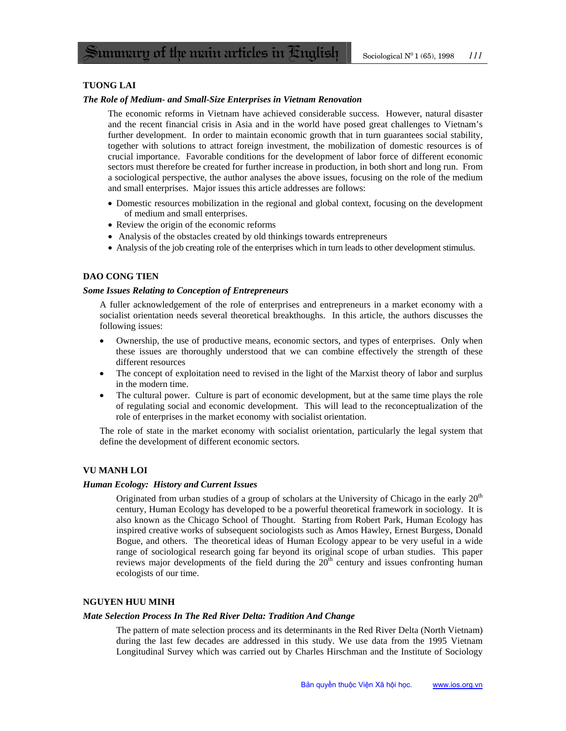# Summary of the main articles in English

## TUONG LAI

### *The Role of Medium- and Small-Size Enterprises in Vietnam Renovation*

The economic reforms in Vietnam have achieved considerable success. However, natural disaster and the recent financial crisis in Asia and in the world have posed great challenges to Vietnam's further development. In order to maintain economic growth that in turn guarantees social stability, together with solutions to attract foreign investment, the mobilization of domestic resources is of crucial importance. Favorable conditions for the development of labor force of different economic sectors must therefore be created for further increase in production, in both short and long run. From a sociological perspective, the author analyses the above issues, focusing on the role of the medium and small enterprises. Major issues this article addresses are follows:

- Domestic resources mobilization in the regional and global context, focusing on the development of medium and small enterprises.
- Review the origin of the economic reforms
- Analysis of the obstacles created by old thinkings towards entrepreneurs
- Analysis of the job creating role of the enterprises which in turn leads to other development stimulus.

## DAO CONG TIEN

### *Some Issues Relating to Conception of Entrepreneurs*

A fuller acknowledgement of the role of enterprises and entrepreneurs in a market economy with a socialist orientation needs several theoretical breakthoughs. In this article, the authors discusses the following issues:

- Ownership, the use of productive means, economic sectors, and types of enterprises. Only when these issues are thoroughly understood that we can combine effectively the strength of these different resources
- The concept of exploitation need to revised in the light of the Marxist theory of labor and surplus in the modern time.
- The cultural power. Culture is part of economic development, but at the same time plays the role of regulating social and economic development. This will lead to the reconceptualization of the role of enterprises in the market economy with socialist orientation.

The role of state in the market economy with socialist orientation, particularly the legal system that define the development of different economic sectors.

## VU MANH LOI

### *Human Ecology: History and Current Issues*

Originated from urban studies of a group of scholars at the University of Chicago in the early 20th century, Human Ecology has developed to be a powerful theoretical framework in sociology. It is also known as the Chicago School of Thought. Starting from Robert Park, Human Ecology has inspired creative works of subsequent sociologists such as Amos Hawley, Ernest Burgess, Donald Bogue, and others. The theoretical ideas of Human Ecology appear to be very useful in a wide range of sociological research going far beyond its original scope of urban studies. This paper reviews major developments of the field during the 20th century and issues confronting human ecologists of our time.

## NGUYEN HUU MINH

### *Mate Selection Process In The Red River Delta: Tradition And Change*

The pattern of mate selection process and its determinants in the Red River Delta (North Vietnam) during the last few decades are addressed in this study. We use data from the 1995 Vietnam Longitudinal Survey which was carried out by Charles Hirschman and the Institute of Sociology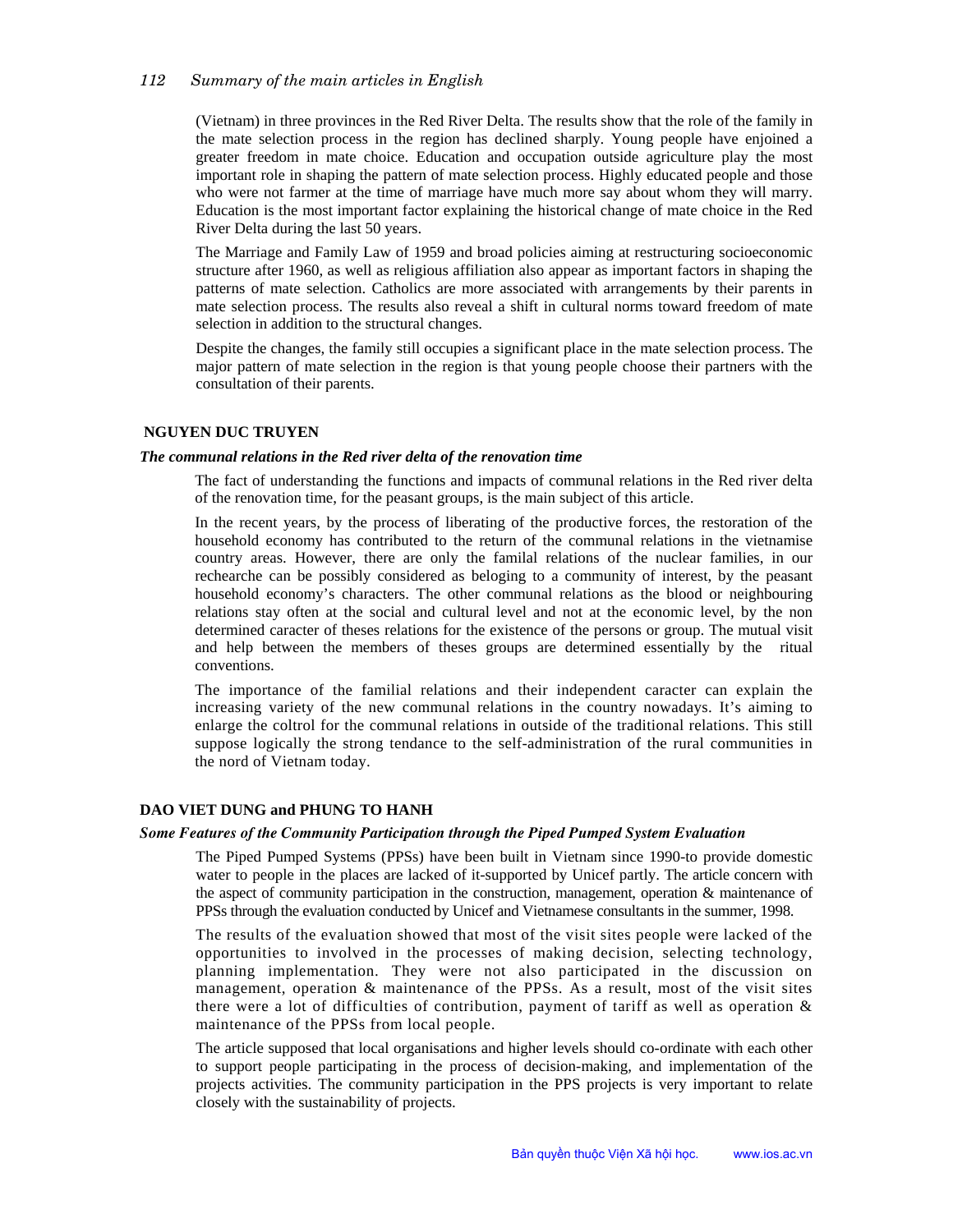(Vietnam) in three provinces in the Red River Delta. The results show that the role of the family in the mate selection process in the region has declined sharply. Young people have enjoined a greater freedom in mate choice. Education and occupation outside agriculture play the most important role in shaping the pattern of mate selection process. Highly educated people and those who were not farmer at the time of marriage have much more say about whom they will marry. Education is the most important factor explaining the historical change of mate choice in the Red River Delta during the last 50 years.

The Marriage and Family Law of 1959 and broad policies aiming at restructuring socioeconomic structure after 1960, as well as religious affiliation also appear as important factors in shaping the patterns of mate selection. Catholics are more associated with arrangements by their parents in mate selection process. The results also reveal a shift in cultural norms toward freedom of mate selection in addition to the structural changes.

Despite the changes, the family still occupies a significant place in the mate selection process. The major pattern of mate selection in the region is that young people choose their partners with the consultation of their parents.

**NGUYEN DUC TRUYEN**

***The communal relations in the Red river delta of the renovation time***

The fact of understanding the functions and impacts of communal relations in the Red river delta of the renovation time, for the peasant groups, is the main subject of this article.

In the recent years, by the process of liberating of the productive forces, the restoration of the household economy has contributed to the return of the communal relations in the vietnamise country areas. However, there are only the familal relations of the nuclear families, in our rechearche can be possibly considered as beloging to a community of interest, by the peasant household economy's characters. The other communal relations as the blood or neighbouring relations stay often at the social and cultural level and not at the economic level, by the non determined caracter of theses relations for the existence of the persons or group. The mutual visit and help between the members of theses groups are determined essentially by the ritual conventions.

The importance of the familial relations and their independent caracter can explain the increasing variety of the new communal relations in the country nowadays. It's aiming to enlarge the coltrol for the communal relations in outside of the traditional relations. This still suppose logically the strong tendance to the self-administration of the rural communities in the nord of Vietnam today.

**DAO VIET DUNG and PHUNG TO HANH**

***Some Features of the Community Participation through the Piped Pumped System Evaluation***

The Piped Pumped Systems (PPSs) have been built in Vietnam since 1990-to provide domestic water to people in the places are lacked of it-supported by Unicef partly. The article concern with the aspect of community participation in the construction, management, operation & maintenance of PPSs through the evaluation conducted by Unicef and Vietnamese consultants in the summer, 1998.

The results of the evaluation showed that most of the visit sites people were lacked of the opportunities to involved in the processes of making decision, selecting technology, planning implementation. They were not also participated in the discussion on management, operation & maintenance of the PPSs. As a result, most of the visit sites there were a lot of difficulties of contribution, payment of tariff as well as operation & maintenance of the PPSs from local people.

The article supposed that local organisations and higher levels should co-ordinate with each other to support people participating in the process of decision-making, and implementation of the projects activities. The community participation in the PPS projects is very important to relate closely with the sustainability of projects.